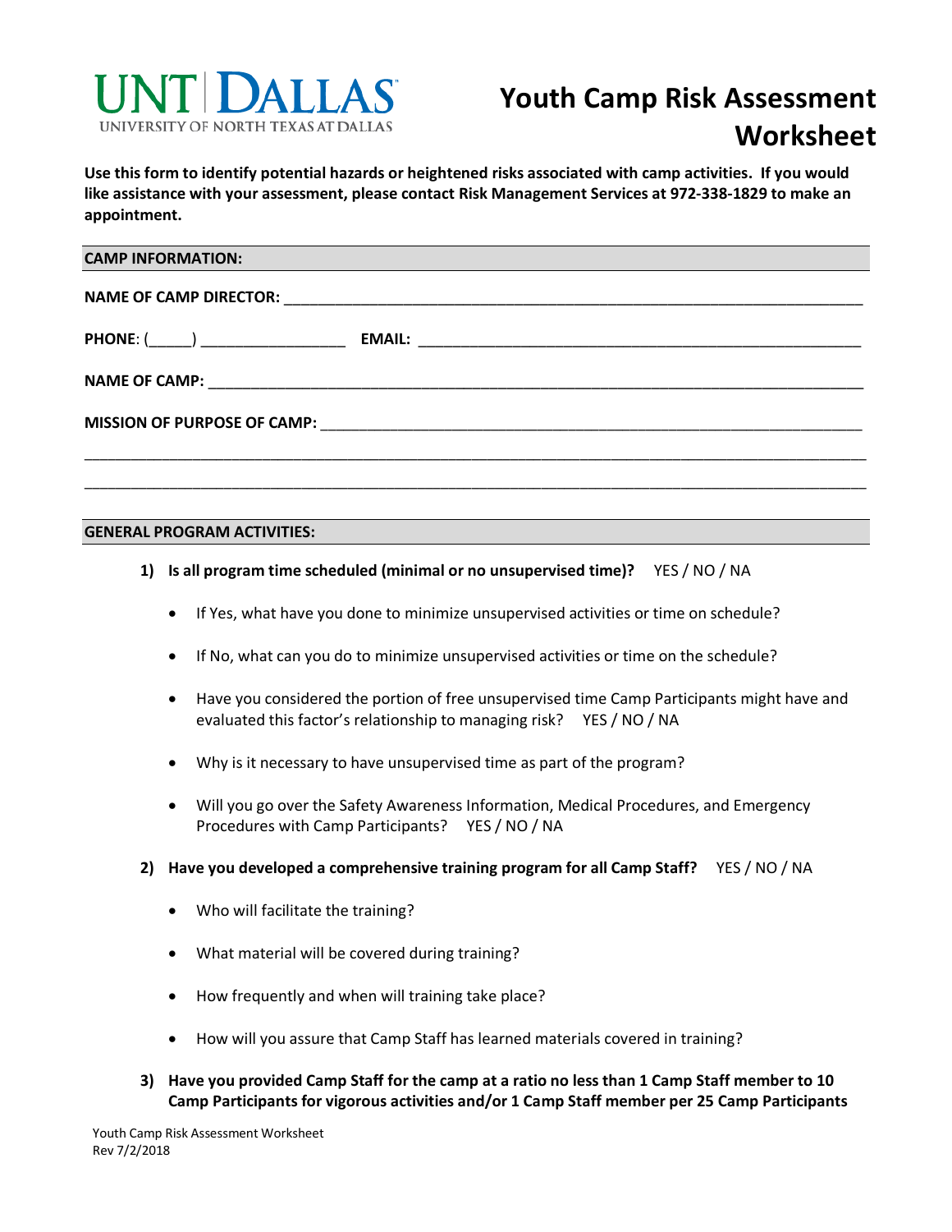UNT | DALLAS
UNIVERSITY OF NORTH TEXAS AT DALLAS

# Youth Camp Risk Assessment Worksheet

**Use this form to identify potential hazards or heightened risks associated with camp activities. If you would like assistance with your assessment, please contact Risk Management Services at 972-338-1829 to make an appointment.**

## CAMP INFORMATION:

**NAME OF CAMP DIRECTOR:** ____________________________________________________________________

**PHONE**: (_____) _________________ **EMAIL:** ______________________________________________________

**NAME OF CAMP:** ____________________________________________________________________________

**MISSION OF PURPOSE OF CAMP:** ________________________________________________________________

____________________________________________________________________________________________

____________________________________________________________________________________________

## GENERAL PROGRAM ACTIVITIES:

1) **Is all program time scheduled (minimal or no unsupervised time)?** YES / NO / NA
   - If Yes, what have you done to minimize unsupervised activities or time on schedule?
   - If No, what can you do to minimize unsupervised activities or time on the schedule?
   - Have you considered the portion of free unsupervised time Camp Participants might have and evaluated this factor's relationship to managing risk? YES / NO / NA
   - Why is it necessary to have unsupervised time as part of the program?
   - Will you go over the Safety Awareness Information, Medical Procedures, and Emergency Procedures with Camp Participants? YES / NO / NA

2) **Have you developed a comprehensive training program for all Camp Staff?** YES / NO / NA
   - Who will facilitate the training?
   - What material will be covered during training?
   - How frequently and when will training take place?
   - How will you assure that Camp Staff has learned materials covered in training?

3) **Have you provided Camp Staff for the camp at a ratio no less than 1 Camp Staff member to 10 Camp Participants for vigorous activities and/or 1 Camp Staff member per 25 Camp Participants**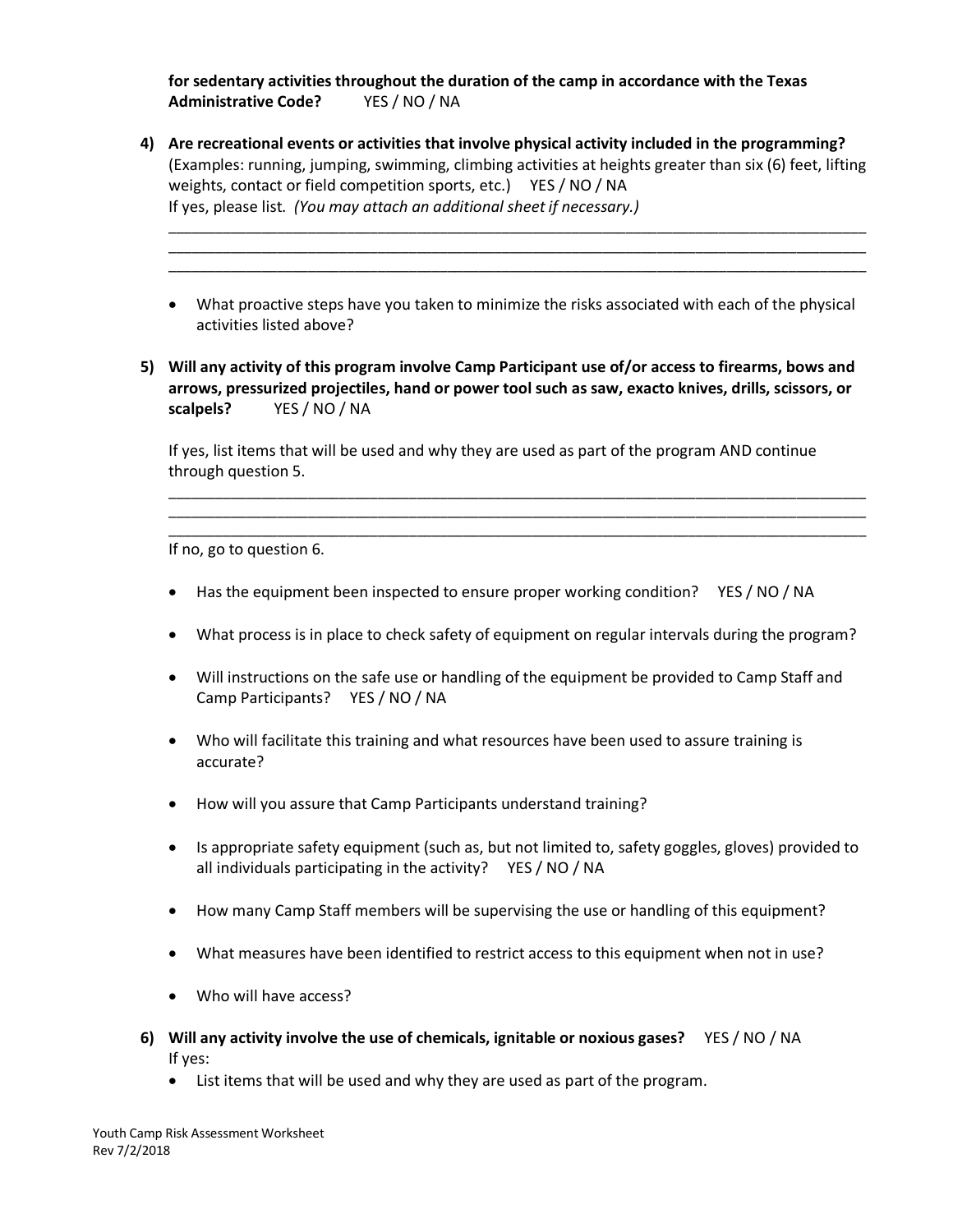**for sedentary activities throughout the duration of the camp in accordance with the Texas Administrative Code?** YES / NO / NA

4) **Are recreational events or activities that involve physical activity included in the programming?** (Examples: running, jumping, swimming, climbing activities at heights greater than six (6) feet, lifting weights, contact or field competition sports, etc.) YES / NO / NA
   If yes, please list. *(You may attach an additional sheet if necessary.)*
   ______________________________________________________________________________
   ______________________________________________________________________________
   ______________________________________________________________________________

   - What proactive steps have you taken to minimize the risks associated with each of the physical activities listed above?

5) **Will any activity of this program involve Camp Participant use of/or access to firearms, bows and arrows, pressurized projectiles, hand or power tool such as saw, exacto knives, drills, scissors, or scalpels?** YES / NO / NA

   If yes, list items that will be used and why they are used as part of the program AND continue through question 5.
   ______________________________________________________________________________
   ______________________________________________________________________________
   ______________________________________________________________________________
   If no, go to question 6.

   - Has the equipment been inspected to ensure proper working condition? YES / NO / NA
   - What process is in place to check safety of equipment on regular intervals during the program?
   - Will instructions on the safe use or handling of the equipment be provided to Camp Staff and Camp Participants? YES / NO / NA
   - Who will facilitate this training and what resources have been used to assure training is accurate?
   - How will you assure that Camp Participants understand training?
   - Is appropriate safety equipment (such as, but not limited to, safety goggles, gloves) provided to all individuals participating in the activity? YES / NO / NA
   - How many Camp Staff members will be supervising the use or handling of this equipment?
   - What measures have been identified to restrict access to this equipment when not in use?
   - Who will have access?

6) **Will any activity involve the use of chemicals, ignitable or noxious gases?** YES / NO / NA
   If yes:
   - List items that will be used and why they are used as part of the program.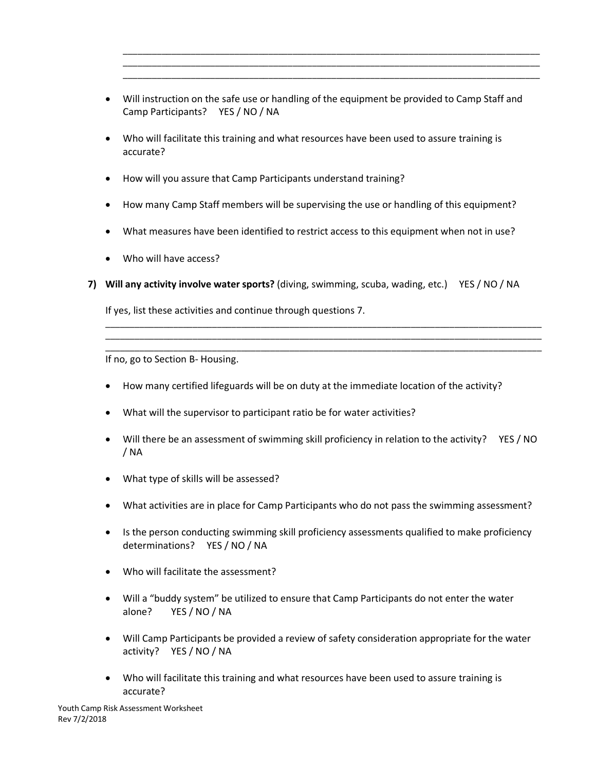______________________________________________________________________________
______________________________________________________________________________
______________________________________________________________________________

- Will instruction on the safe use or handling of the equipment be provided to Camp Staff and Camp Participants?     YES / NO / NA
- Who will facilitate this training and what resources have been used to assure training is accurate?
- How will you assure that Camp Participants understand training?
- How many Camp Staff members will be supervising the use or handling of this equipment?
- What measures have been identified to restrict access to this equipment when not in use?
- Who will have access?

**7) Will any activity involve water sports?** (diving, swimming, scuba, wading, etc.)     YES / NO / NA

If yes, list these activities and continue through questions 7.

________________________________________________________________________________
________________________________________________________________________________
________________________________________________________________________________

If no, go to Section B- Housing.

- How many certified lifeguards will be on duty at the immediate location of the activity?
- What will the supervisor to participant ratio be for water activities?
- Will there be an assessment of swimming skill proficiency in relation to the activity?     YES / NO / NA
- What type of skills will be assessed?
- What activities are in place for Camp Participants who do not pass the swimming assessment?
- Is the person conducting swimming skill proficiency assessments qualified to make proficiency determinations?     YES / NO / NA
- Who will facilitate the assessment?
- Will a "buddy system" be utilized to ensure that Camp Participants do not enter the water alone?     YES / NO / NA
- Will Camp Participants be provided a review of safety consideration appropriate for the water activity?     YES / NO / NA
- Who will facilitate this training and what resources have been used to assure training is accurate?

Youth Camp Risk Assessment Worksheet
Rev 7/2/2018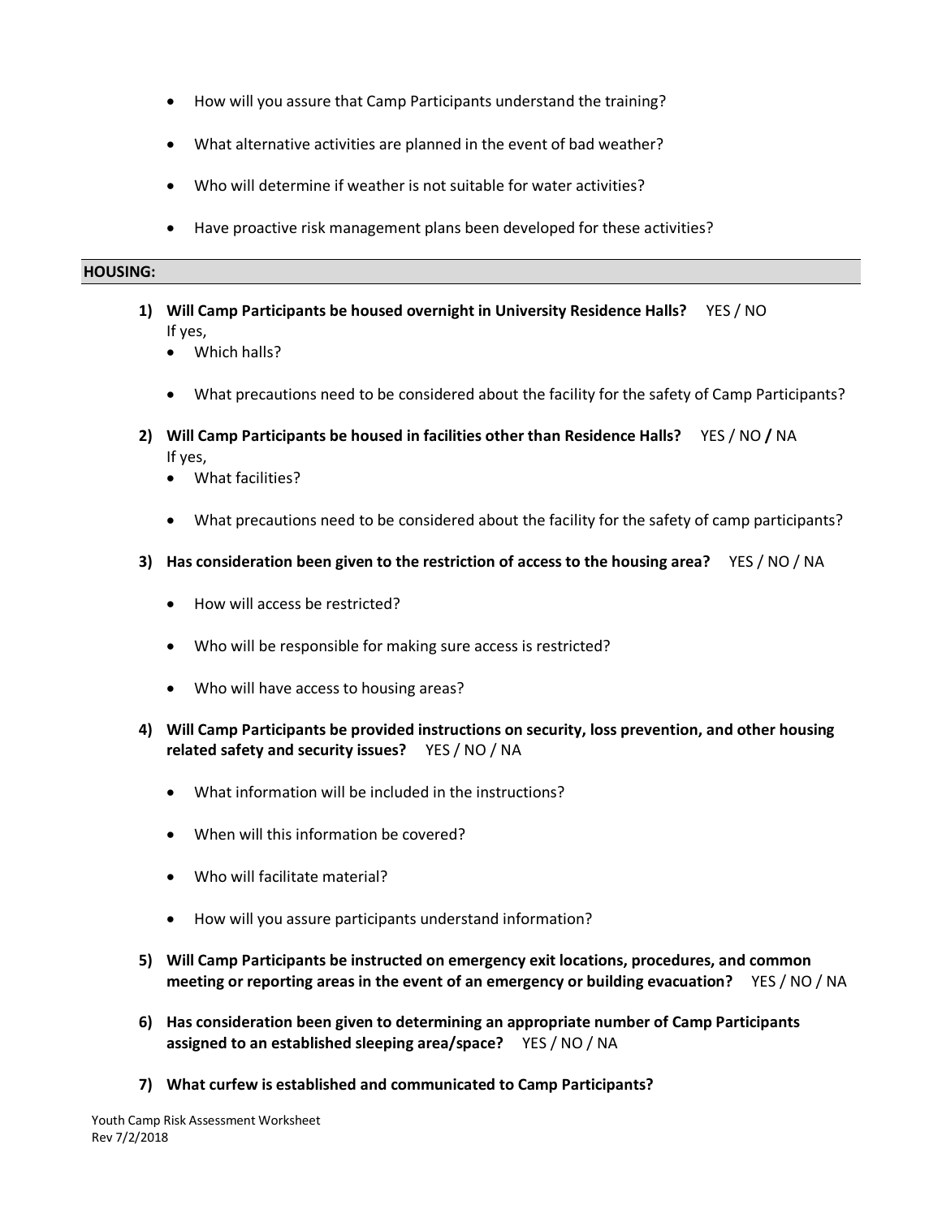- How will you assure that Camp Participants understand the training?
- What alternative activities are planned in the event of bad weather?
- Who will determine if weather is not suitable for water activities?
- Have proactive risk management plans been developed for these activities?

## HOUSING:

1) **Will Camp Participants be housed overnight in University Residence Halls?** YES / NO
   If yes,
   - Which halls?
   - What precautions need to be considered about the facility for the safety of Camp Participants?

2) **Will Camp Participants be housed in facilities other than Residence Halls?** YES / NO **/** NA
   If yes,
   - What facilities?
   - What precautions need to be considered about the facility for the safety of camp participants?

3) **Has consideration been given to the restriction of access to the housing area?** YES / NO / NA
   - How will access be restricted?
   - Who will be responsible for making sure access is restricted?
   - Who will have access to housing areas?

4) **Will Camp Participants be provided instructions on security, loss prevention, and other housing related safety and security issues?** YES / NO / NA
   - What information will be included in the instructions?
   - When will this information be covered?
   - Who will facilitate material?
   - How will you assure participants understand information?

5) **Will Camp Participants be instructed on emergency exit locations, procedures, and common meeting or reporting areas in the event of an emergency or building evacuation?** YES / NO / NA

6) **Has consideration been given to determining an appropriate number of Camp Participants assigned to an established sleeping area/space?** YES / NO / NA

7) **What curfew is established and communicated to Camp Participants?**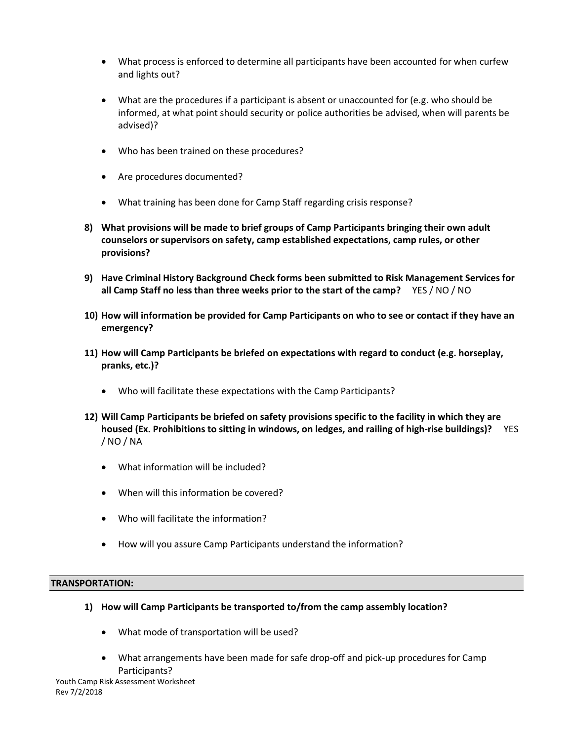- What process is enforced to determine all participants have been accounted for when curfew and lights out?
- What are the procedures if a participant is absent or unaccounted for (e.g. who should be informed, at what point should security or police authorities be advised, when will parents be advised)?
- Who has been trained on these procedures?
- Are procedures documented?
- What training has been done for Camp Staff regarding crisis response?

**8) What provisions will be made to brief groups of Camp Participants bringing their own adult counselors or supervisors on safety, camp established expectations, camp rules, or other provisions?**

**9) Have Criminal History Background Check forms been submitted to Risk Management Services for all Camp Staff no less than three weeks prior to the start of the camp?** YES / NO / NO

**10) How will information be provided for Camp Participants on who to see or contact if they have an emergency?**

**11) How will Camp Participants be briefed on expectations with regard to conduct (e.g. horseplay, pranks, etc.)?**

- Who will facilitate these expectations with the Camp Participants?

**12) Will Camp Participants be briefed on safety provisions specific to the facility in which they are housed (Ex. Prohibitions to sitting in windows, on ledges, and railing of high-rise buildings)?** YES / NO / NA

- What information will be included?
- When will this information be covered?
- Who will facilitate the information?
- How will you assure Camp Participants understand the information?

## TRANSPORTATION:

**1) How will Camp Participants be transported to/from the camp assembly location?**

- What mode of transportation will be used?
- What arrangements have been made for safe drop-off and pick-up procedures for Camp Participants?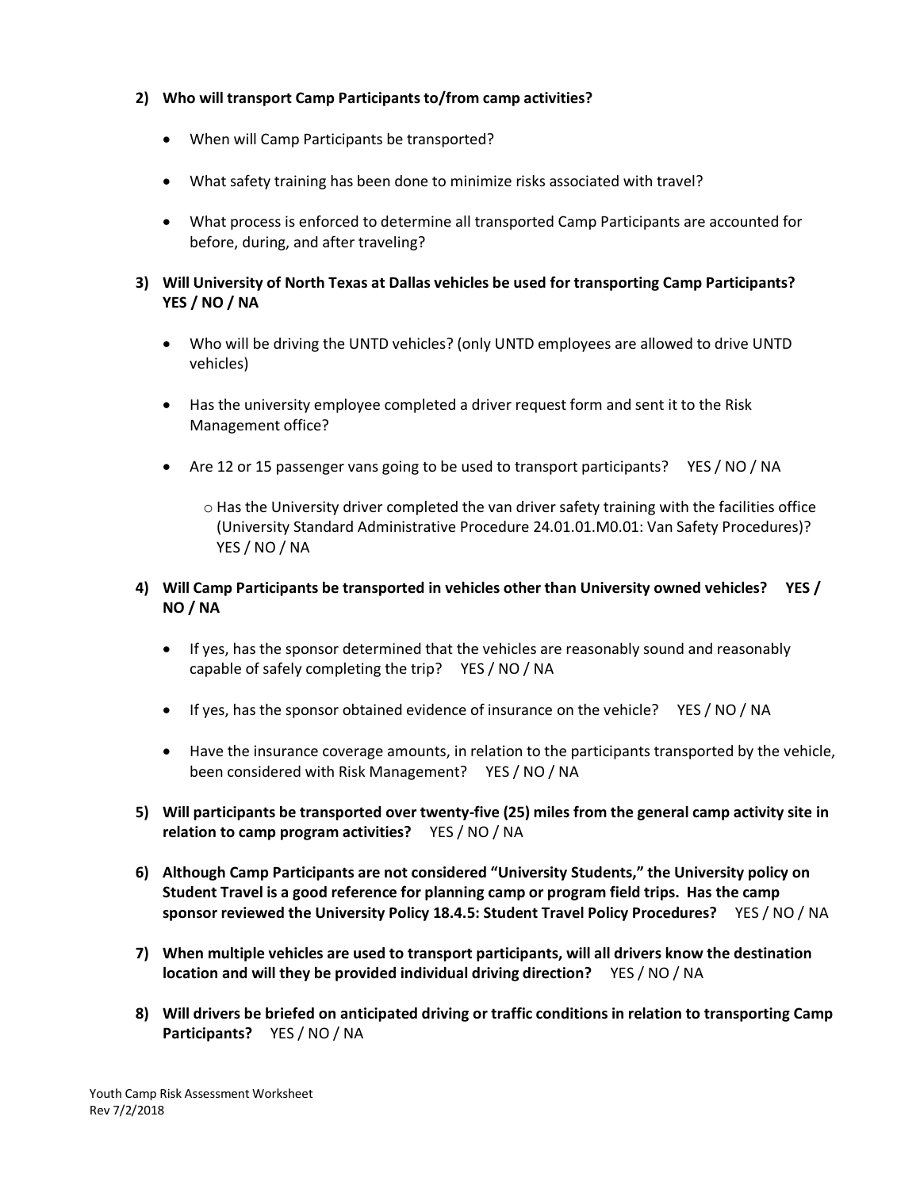**2) Who will transport Camp Participants to/from camp activities?**

- When will Camp Participants be transported?
- What safety training has been done to minimize risks associated with travel?
- What process is enforced to determine all transported Camp Participants are accounted for before, during, and after traveling?

**3) Will University of North Texas at Dallas vehicles be used for transporting Camp Participants? YES / NO / NA**

- Who will be driving the UNTD vehicles? (only UNTD employees are allowed to drive UNTD vehicles)
- Has the university employee completed a driver request form and sent it to the Risk Management office?
- Are 12 or 15 passenger vans going to be used to transport participants? YES / NO / NA
    - Has the University driver completed the van driver safety training with the facilities office (University Standard Administrative Procedure 24.01.01.M0.01: Van Safety Procedures)? YES / NO / NA

**4) Will Camp Participants be transported in vehicles other than University owned vehicles? YES / NO / NA**

- If yes, has the sponsor determined that the vehicles are reasonably sound and reasonably capable of safely completing the trip? YES / NO / NA
- If yes, has the sponsor obtained evidence of insurance on the vehicle? YES / NO / NA
- Have the insurance coverage amounts, in relation to the participants transported by the vehicle, been considered with Risk Management? YES / NO / NA

**5) Will participants be transported over twenty-five (25) miles from the general camp activity site in relation to camp program activities?** YES / NO / NA

**6) Although Camp Participants are not considered "University Students," the University policy on Student Travel is a good reference for planning camp or program field trips. Has the camp sponsor reviewed the University Policy 18.4.5: Student Travel Policy Procedures?** YES / NO / NA

**7) When multiple vehicles are used to transport participants, will all drivers know the destination location and will they be provided individual driving direction?** YES / NO / NA

**8) Will drivers be briefed on anticipated driving or traffic conditions in relation to transporting Camp Participants?** YES / NO / NA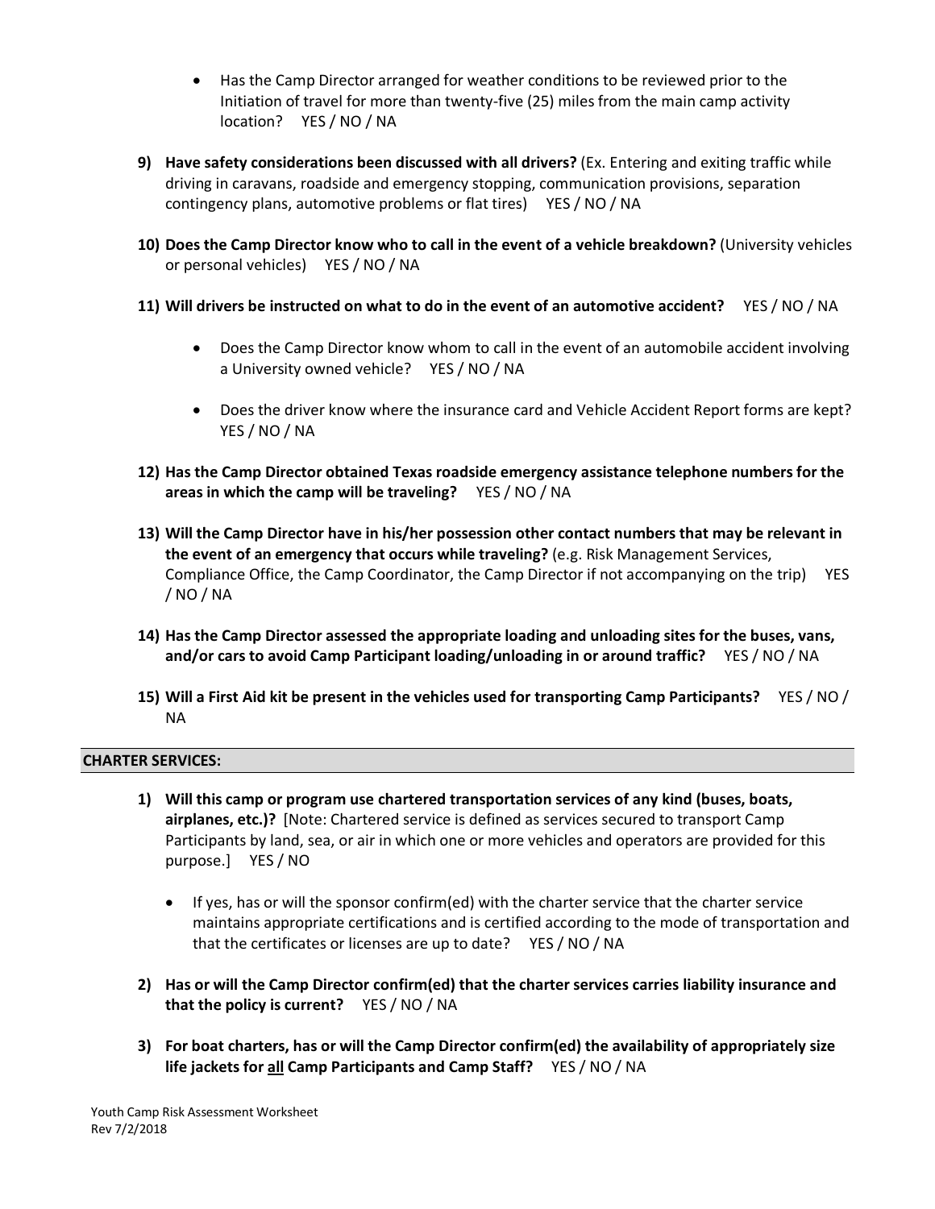- Has the Camp Director arranged for weather conditions to be reviewed prior to the Initiation of travel for more than twenty-five (25) miles from the main camp activity location? YES / NO / NA

9) **Have safety considerations been discussed with all drivers?** (Ex. Entering and exiting traffic while driving in caravans, roadside and emergency stopping, communication provisions, separation contingency plans, automotive problems or flat tires) YES / NO / NA

10) **Does the Camp Director know who to call in the event of a vehicle breakdown?** (University vehicles or personal vehicles) YES / NO / NA

11) **Will drivers be instructed on what to do in the event of an automotive accident?** YES / NO / NA

    - Does the Camp Director know whom to call in the event of an automobile accident involving a University owned vehicle? YES / NO / NA
    - Does the driver know where the insurance card and Vehicle Accident Report forms are kept? YES / NO / NA

12) **Has the Camp Director obtained Texas roadside emergency assistance telephone numbers for the areas in which the camp will be traveling?** YES / NO / NA

13) **Will the Camp Director have in his/her possession other contact numbers that may be relevant in the event of an emergency that occurs while traveling?** (e.g. Risk Management Services, Compliance Office, the Camp Coordinator, the Camp Director if not accompanying on the trip) YES / NO / NA

14) **Has the Camp Director assessed the appropriate loading and unloading sites for the buses, vans, and/or cars to avoid Camp Participant loading/unloading in or around traffic?** YES / NO / NA

15) **Will a First Aid kit be present in the vehicles used for transporting Camp Participants?** YES / NO / NA

## CHARTER SERVICES:

1) **Will this camp or program use chartered transportation services of any kind (buses, boats, airplanes, etc.)?** [Note: Chartered service is defined as services secured to transport Camp Participants by land, sea, or air in which one or more vehicles and operators are provided for this purpose.] YES / NO

    - If yes, has or will the sponsor confirm(ed) with the charter service that the charter service maintains appropriate certifications and is certified according to the mode of transportation and that the certificates or licenses are up to date? YES / NO / NA

2) **Has or will the Camp Director confirm(ed) that the charter services carries liability insurance and that the policy is current?** YES / NO / NA

3) **For boat charters, has or will the Camp Director confirm(ed) the availability of appropriately size life jackets for <u>all</u> Camp Participants and Camp Staff?** YES / NO / NA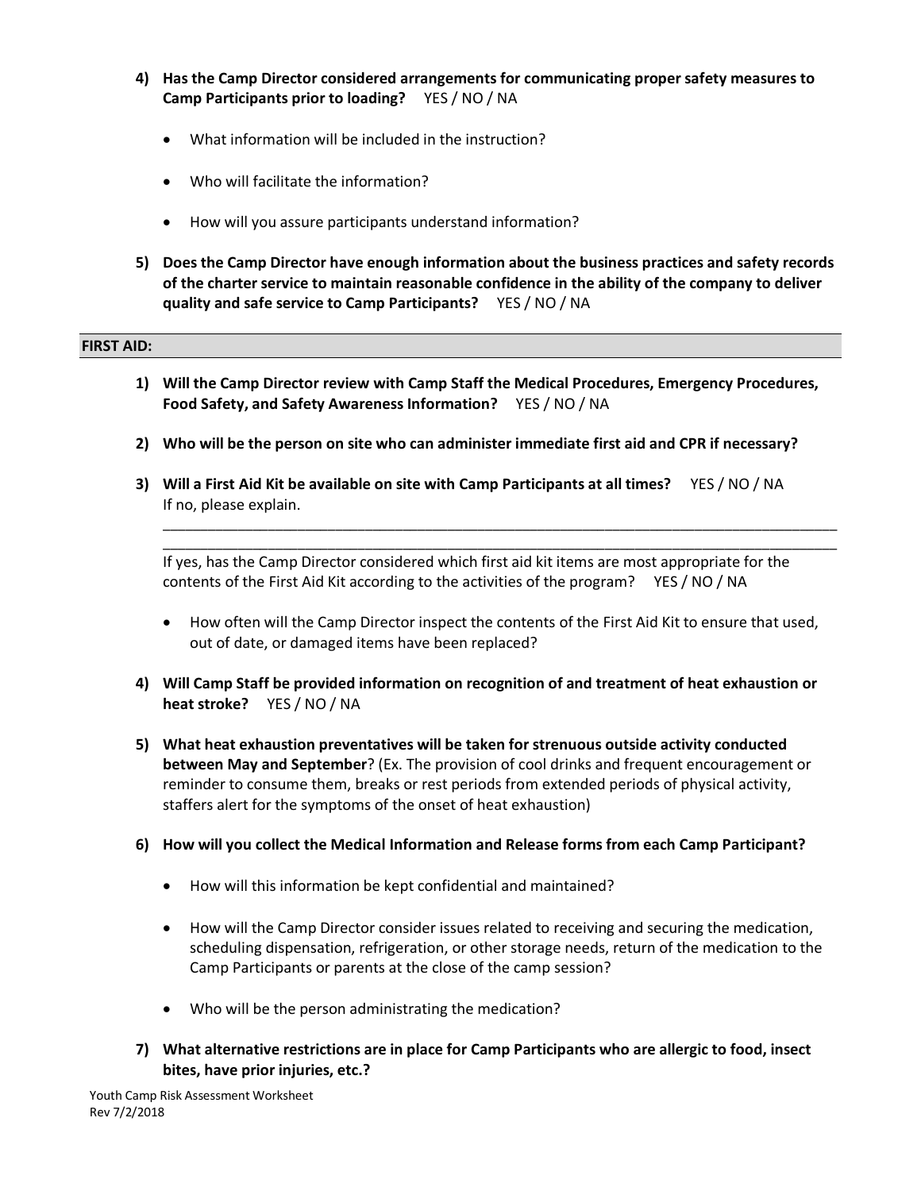4) **Has the Camp Director considered arrangements for communicating proper safety measures to Camp Participants prior to loading?** YES / NO / NA

   - What information will be included in the instruction?
   - Who will facilitate the information?
   - How will you assure participants understand information?

5) **Does the Camp Director have enough information about the business practices and safety records of the charter service to maintain reasonable confidence in the ability of the company to deliver quality and safe service to Camp Participants?** YES / NO / NA

## FIRST AID:

1) **Will the Camp Director review with Camp Staff the Medical Procedures, Emergency Procedures, Food Safety, and Safety Awareness Information?** YES / NO / NA

2) **Who will be the person on site who can administer immediate first aid and CPR if necessary?**

3) **Will a First Aid Kit be available on site with Camp Participants at all times?** YES / NO / NA
   If no, please explain.

   ____________________________________________________________________________________
   ____________________________________________________________________________________

   If yes, has the Camp Director considered which first aid kit items are most appropriate for the contents of the First Aid Kit according to the activities of the program? YES / NO / NA

   - How often will the Camp Director inspect the contents of the First Aid Kit to ensure that used, out of date, or damaged items have been replaced?

4) **Will Camp Staff be provided information on recognition of and treatment of heat exhaustion or heat stroke?** YES / NO / NA

5) **What heat exhaustion preventatives will be taken for strenuous outside activity conducted between May and September**? (Ex. The provision of cool drinks and frequent encouragement or reminder to consume them, breaks or rest periods from extended periods of physical activity, staffers alert for the symptoms of the onset of heat exhaustion)

6) **How will you collect the Medical Information and Release forms from each Camp Participant?**

   - How will this information be kept confidential and maintained?
   - How will the Camp Director consider issues related to receiving and securing the medication, scheduling dispensation, refrigeration, or other storage needs, return of the medication to the Camp Participants or parents at the close of the camp session?
   - Who will be the person administrating the medication?

7) **What alternative restrictions are in place for Camp Participants who are allergic to food, insect bites, have prior injuries, etc.?**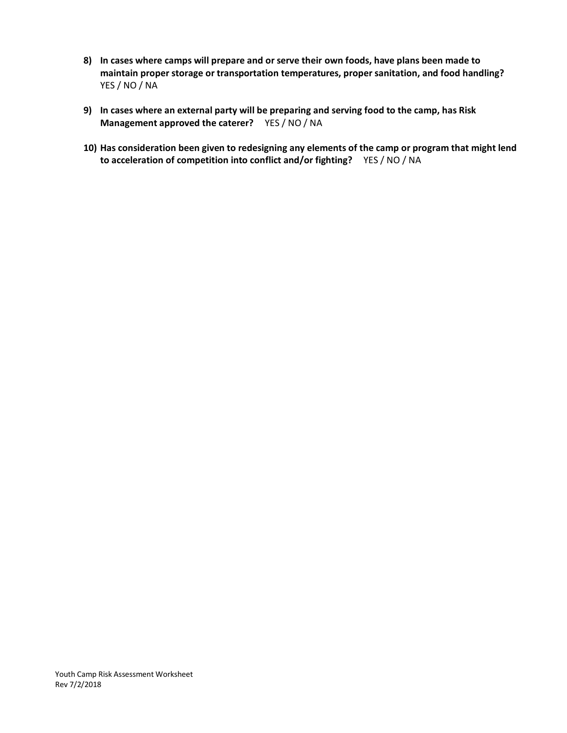8) **In cases where camps will prepare and or serve their own foods, have plans been made to maintain proper storage or transportation temperatures, proper sanitation, and food handling?** YES / NO / NA

9) **In cases where an external party will be preparing and serving food to the camp, has Risk Management approved the caterer?** YES / NO / NA

10) **Has consideration been given to redesigning any elements of the camp or program that might lend to acceleration of competition into conflict and/or fighting?** YES / NO / NA